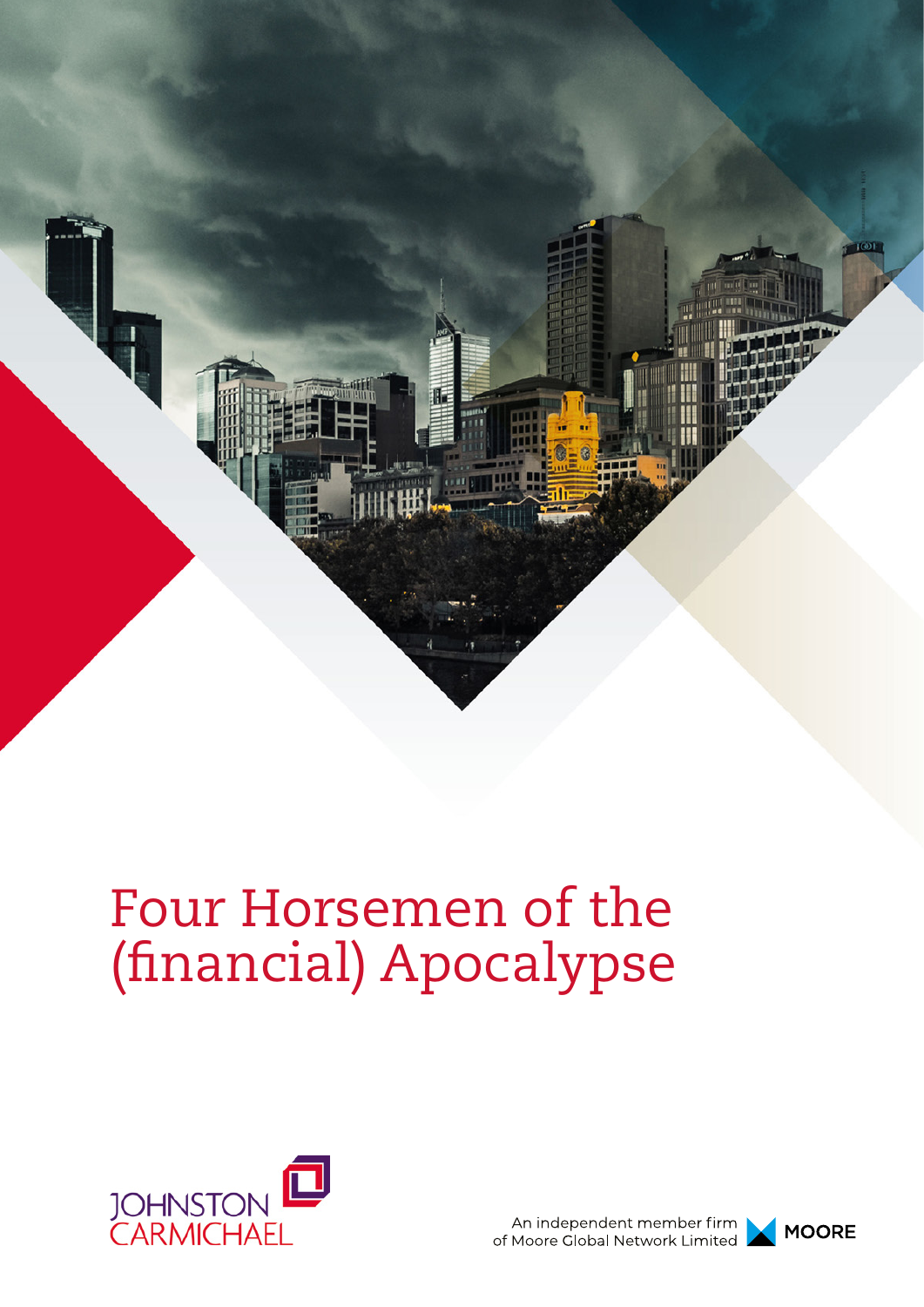# Four Horsemen of the (financial) Apocalypse

JOHNSTON CARMICHAEL

An independent member firm of Moore Global Network Limited

MOORE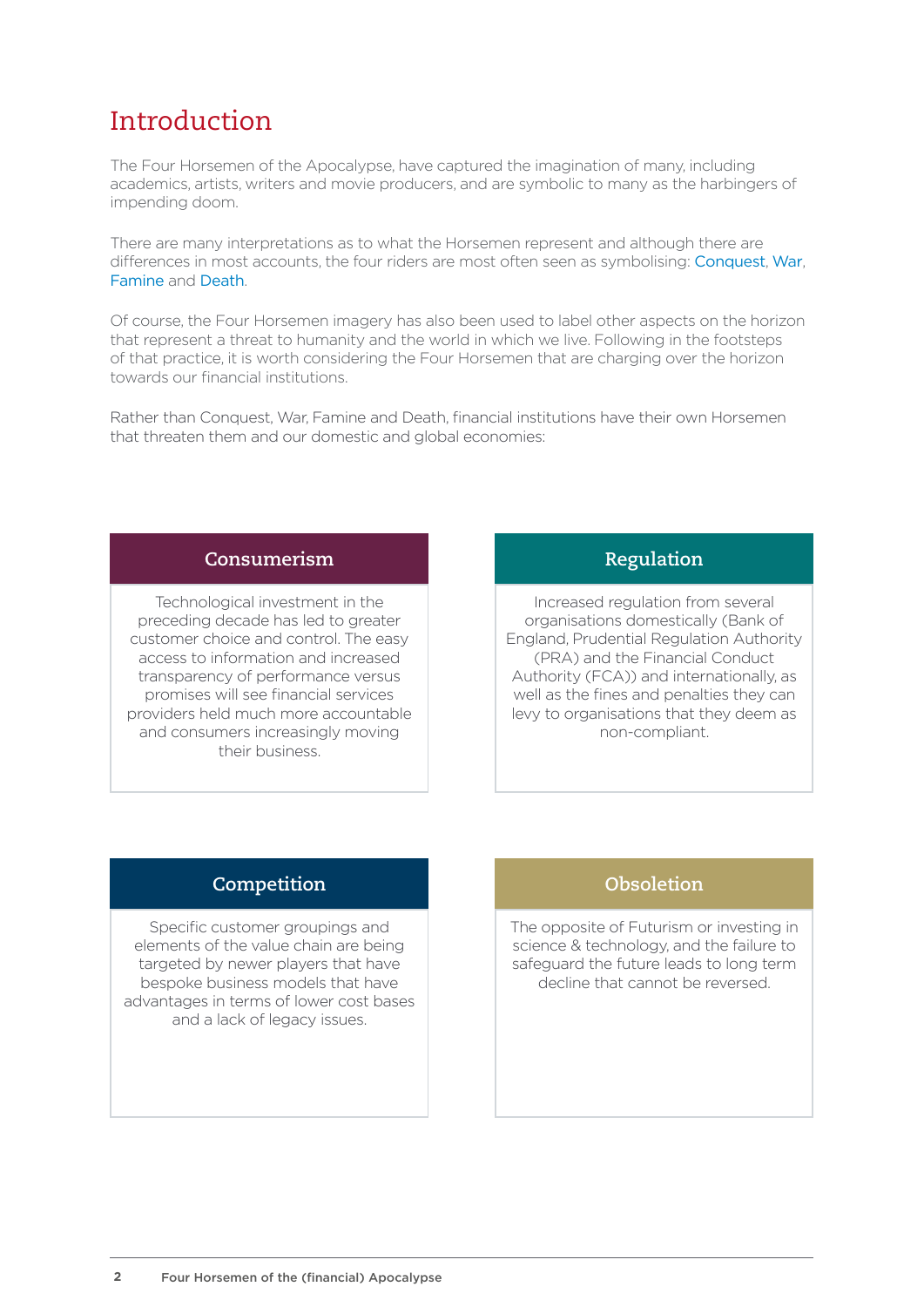# Introduction

The Four Horsemen of the Apocalypse, have captured the imagination of many, including academics, artists, writers and movie producers, and are symbolic to many as the harbingers of impending doom.

There are many interpretations as to what the Horsemen represent and although there are differences in most accounts, the four riders are most often seen as symbolising: Conquest, War, Famine and Death.

Of course, the Four Horsemen imagery has also been used to label other aspects on the horizon that represent a threat to humanity and the world in which we live. Following in the footsteps of that practice, it is worth considering the Four Horsemen that are charging over the horizon towards our financial institutions.

Rather than Conquest, War, Famine and Death, financial institutions have their own Horsemen that threaten them and our domestic and global economies:

### Consumerism

Technological investment in the preceding decade has led to greater customer choice and control. The easy access to information and increased transparency of performance versus promises will see financial services providers held much more accountable and consumers increasingly moving their business.

### Regulation

Increased regulation from several organisations domestically (Bank of England, Prudential Regulation Authority (PRA) and the Financial Conduct Authority (FCA)) and internationally, as well as the fines and penalties they can levy to organisations that they deem as non-compliant.

### Competition

Specific customer groupings and elements of the value chain are being targeted by newer players that have bespoke business models that have advantages in terms of lower cost bases and a lack of legacy issues.

### Obsoletion

The opposite of Futurism or investing in science & technology, and the failure to safeguard the future leads to long term decline that cannot be reversed.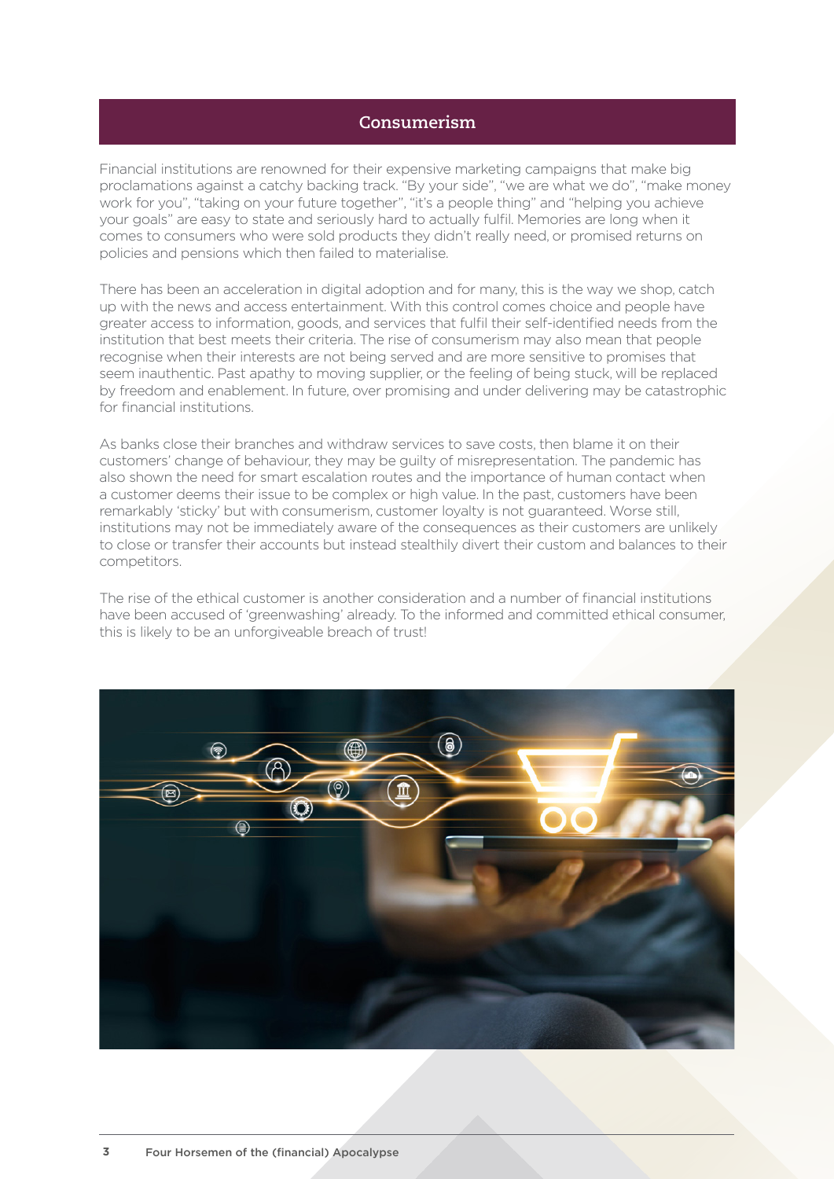## Consumerism

Financial institutions are renowned for their expensive marketing campaigns that make big proclamations against a catchy backing track. "By your side", "we are what we do", "make money work for you", "taking on your future together", "it's a people thing" and "helping you achieve your goals" are easy to state and seriously hard to actually fulfil. Memories are long when it comes to consumers who were sold products they didn't really need, or promised returns on policies and pensions which then failed to materialise.

There has been an acceleration in digital adoption and for many, this is the way we shop, catch up with the news and access entertainment. With this control comes choice and people have greater access to information, goods, and services that fulfil their self-identified needs from the institution that best meets their criteria. The rise of consumerism may also mean that people recognise when their interests are not being served and are more sensitive to promises that seem inauthentic. Past apathy to moving supplier, or the feeling of being stuck, will be replaced by freedom and enablement. In future, over promising and under delivering may be catastrophic for financial institutions.

As banks close their branches and withdraw services to save costs, then blame it on their customers' change of behaviour, they may be guilty of misrepresentation. The pandemic has also shown the need for smart escalation routes and the importance of human contact when a customer deems their issue to be complex or high value. In the past, customers have been remarkably 'sticky' but with consumerism, customer loyalty is not guaranteed. Worse still, institutions may not be immediately aware of the consequences as their customers are unlikely to close or transfer their accounts but instead stealthily divert their custom and balances to their competitors.

The rise of the ethical customer is another consideration and a number of financial institutions have been accused of 'greenwashing' already. To the informed and committed ethical consumer, this is likely to be an unforgiveable breach of trust!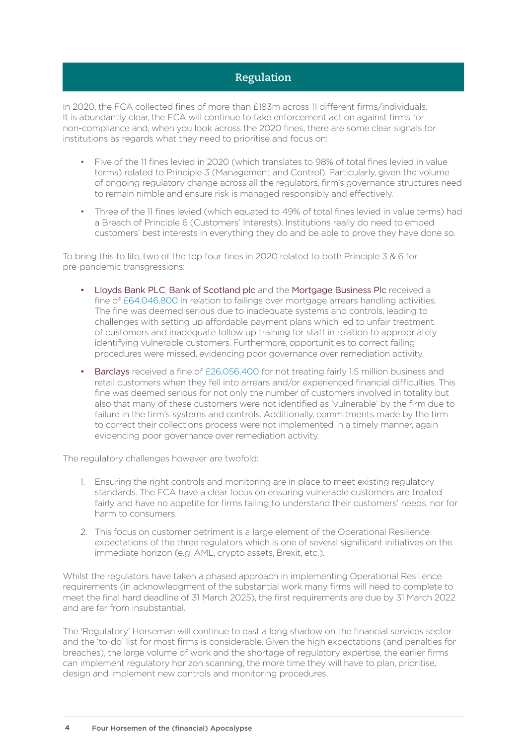## Regulation

In 2020, the FCA collected fines of more than £183m across 11 different firms/individuals. It is abundantly clear, the FCA will continue to take enforcement action against firms for non-compliance and, when you look across the 2020 fines, there are some clear signals for institutions as regards what they need to prioritise and focus on:

- Five of the 11 fines levied in 2020 (which translates to 98% of total fines levied in value terms) related to Principle 3 (Management and Control). Particularly, given the volume of ongoing regulatory change across all the regulators, firm's governance structures need to remain nimble and ensure risk is managed responsibly and effectively.
- Three of the 11 fines levied (which equated to 49% of total fines levied in value terms) had a Breach of Principle 6 (Customers' Interests). Institutions really do need to embed customers' best interests in everything they do and be able to prove they have done so.

To bring this to life, two of the top four fines in 2020 related to both Principle 3 & 6 for pre-pandemic transgressions:

- Lloyds Bank PLC, Bank of Scotland plc and the Mortgage Business Plc received a fine of £64,046,800 in relation to failings over mortgage arrears handling activities. The fine was deemed serious due to inadequate systems and controls, leading to challenges with setting up affordable payment plans which led to unfair treatment of customers and inadequate follow up training for staff in relation to appropriately identifying vulnerable customers. Furthermore, opportunities to correct failing procedures were missed, evidencing poor governance over remediation activity.
- Barclays received a fine of £26,056,400 for not treating fairly 1.5 million business and retail customers when they fell into arrears and/or experienced financial difficulties. This fine was deemed serious for not only the number of customers involved in totality but also that many of these customers were not identified as 'vulnerable' by the firm due to failure in the firm's systems and controls. Additionally, commitments made by the firm to correct their collections process were not implemented in a timely manner, again evidencing poor governance over remediation activity.

The regulatory challenges however are twofold:

1. Ensuring the right controls and monitoring are in place to meet existing regulatory standards. The FCA have a clear focus on ensuring vulnerable customers are treated fairly and have no appetite for firms failing to understand their customers' needs, nor for harm to consumers.
2. This focus on customer detriment is a large element of the Operational Resilience expectations of the three regulators which is one of several significant initiatives on the immediate horizon (e.g. AML, crypto assets, Brexit, etc.).

Whilst the regulators have taken a phased approach in implementing Operational Resilience requirements (in acknowledgment of the substantial work many firms will need to complete to meet the final hard deadline of 31 March 2025), the first requirements are due by 31 March 2022 and are far from insubstantial.

The 'Regulatory' Horseman will continue to cast a long shadow on the financial services sector and the 'to-do' list for most firms is considerable. Given the high expectations (and penalties for breaches), the large volume of work and the shortage of regulatory expertise, the earlier firms can implement regulatory horizon scanning, the more time they will have to plan, prioritise, design and implement new controls and monitoring procedures.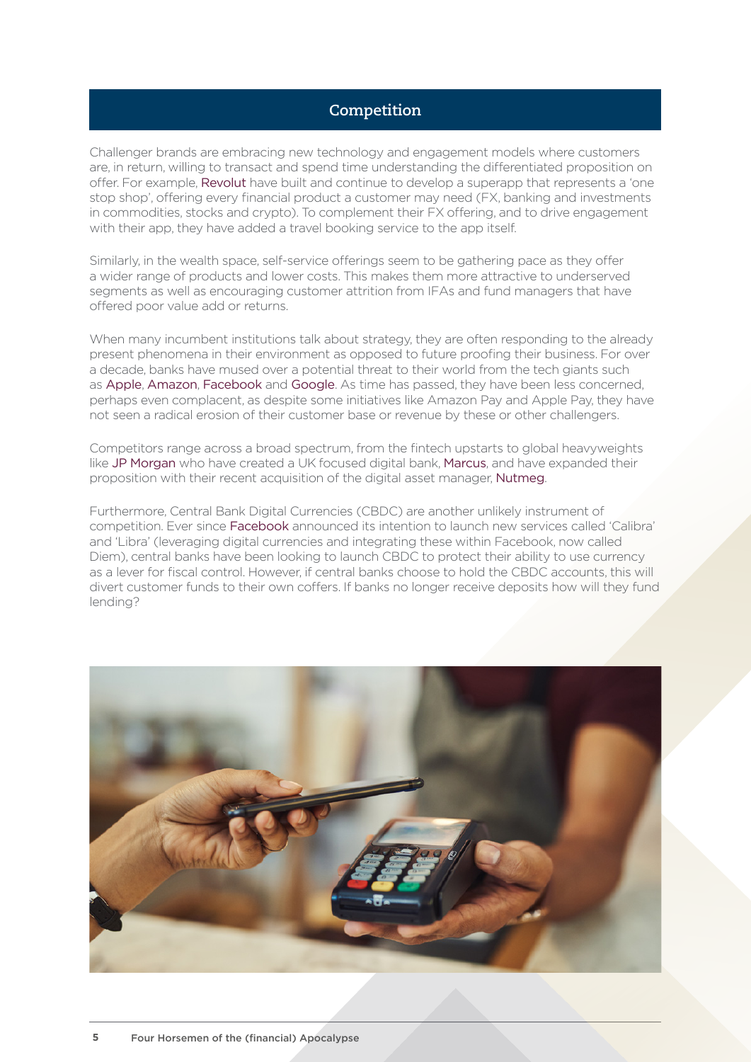## Competition

Challenger brands are embracing new technology and engagement models where customers are, in return, willing to transact and spend time understanding the differentiated proposition on offer. For example, Revolut have built and continue to develop a superapp that represents a 'one stop shop', offering every financial product a customer may need (FX, banking and investments in commodities, stocks and crypto). To complement their FX offering, and to drive engagement with their app, they have added a travel booking service to the app itself.

Similarly, in the wealth space, self-service offerings seem to be gathering pace as they offer a wider range of products and lower costs. This makes them more attractive to underserved segments as well as encouraging customer attrition from IFAs and fund managers that have offered poor value add or returns.

When many incumbent institutions talk about strategy, they are often responding to the already present phenomena in their environment as opposed to future proofing their business. For over a decade, banks have mused over a potential threat to their world from the tech giants such as Apple, Amazon, Facebook and Google. As time has passed, they have been less concerned, perhaps even complacent, as despite some initiatives like Amazon Pay and Apple Pay, they have not seen a radical erosion of their customer base or revenue by these or other challengers.

Competitors range across a broad spectrum, from the fintech upstarts to global heavyweights like JP Morgan who have created a UK focused digital bank, Marcus, and have expanded their proposition with their recent acquisition of the digital asset manager, Nutmeg.

Furthermore, Central Bank Digital Currencies (CBDC) are another unlikely instrument of competition. Ever since Facebook announced its intention to launch new services called 'Calibra' and 'Libra' (leveraging digital currencies and integrating these within Facebook, now called Diem), central banks have been looking to launch CBDC to protect their ability to use currency as a lever for fiscal control. However, if central banks choose to hold the CBDC accounts, this will divert customer funds to their own coffers. If banks no longer receive deposits how will they fund lending?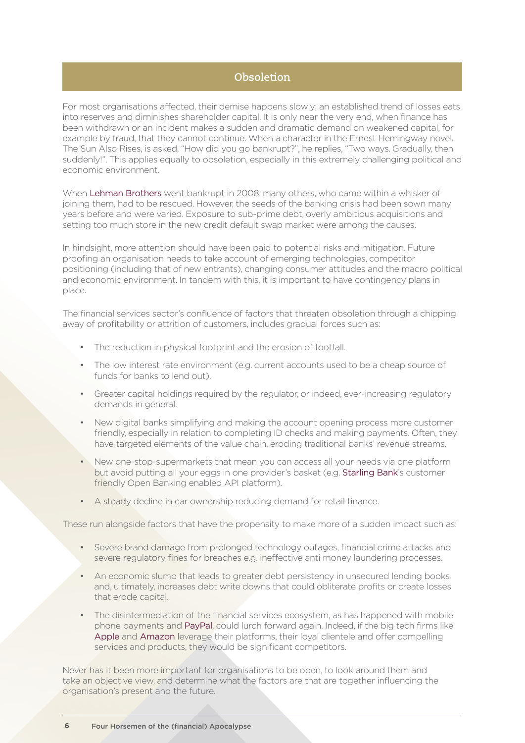## Obsoletion

For most organisations affected, their demise happens slowly; an established trend of losses eats into reserves and diminishes shareholder capital. It is only near the very end, when finance has been withdrawn or an incident makes a sudden and dramatic demand on weakened capital, for example by fraud, that they cannot continue. When a character in the Ernest Hemingway novel, The Sun Also Rises, is asked, "How did you go bankrupt?", he replies, "Two ways. Gradually, then suddenly!". This applies equally to obsoletion, especially in this extremely challenging political and economic environment.

When Lehman Brothers went bankrupt in 2008, many others, who came within a whisker of joining them, had to be rescued. However, the seeds of the banking crisis had been sown many years before and were varied. Exposure to sub-prime debt, overly ambitious acquisitions and setting too much store in the new credit default swap market were among the causes.

In hindsight, more attention should have been paid to potential risks and mitigation. Future proofing an organisation needs to take account of emerging technologies, competitor positioning (including that of new entrants), changing consumer attitudes and the macro political and economic environment. In tandem with this, it is important to have contingency plans in place.

The financial services sector's confluence of factors that threaten obsoletion through a chipping away of profitability or attrition of customers, includes gradual forces such as:

- The reduction in physical footprint and the erosion of footfall.
- The low interest rate environment (e.g. current accounts used to be a cheap source of funds for banks to lend out).
- Greater capital holdings required by the regulator, or indeed, ever-increasing regulatory demands in general.
- New digital banks simplifying and making the account opening process more customer friendly, especially in relation to completing ID checks and making payments. Often, they have targeted elements of the value chain, eroding traditional banks' revenue streams.
- New one-stop-supermarkets that mean you can access all your needs via one platform but avoid putting all your eggs in one provider's basket (e.g. Starling Bank's customer friendly Open Banking enabled API platform).
- A steady decline in car ownership reducing demand for retail finance.

These run alongside factors that have the propensity to make more of a sudden impact such as:

- Severe brand damage from prolonged technology outages, financial crime attacks and severe regulatory fines for breaches e.g. ineffective anti money laundering processes.
- An economic slump that leads to greater debt persistency in unsecured lending books and, ultimately, increases debt write downs that could obliterate profits or create losses that erode capital.
- The disintermediation of the financial services ecosystem, as has happened with mobile phone payments and PayPal, could lurch forward again. Indeed, if the big tech firms like Apple and Amazon leverage their platforms, their loyal clientele and offer compelling services and products, they would be significant competitors.

Never has it been more important for organisations to be open, to look around them and take an objective view, and determine what the factors are that are together influencing the organisation's present and the future.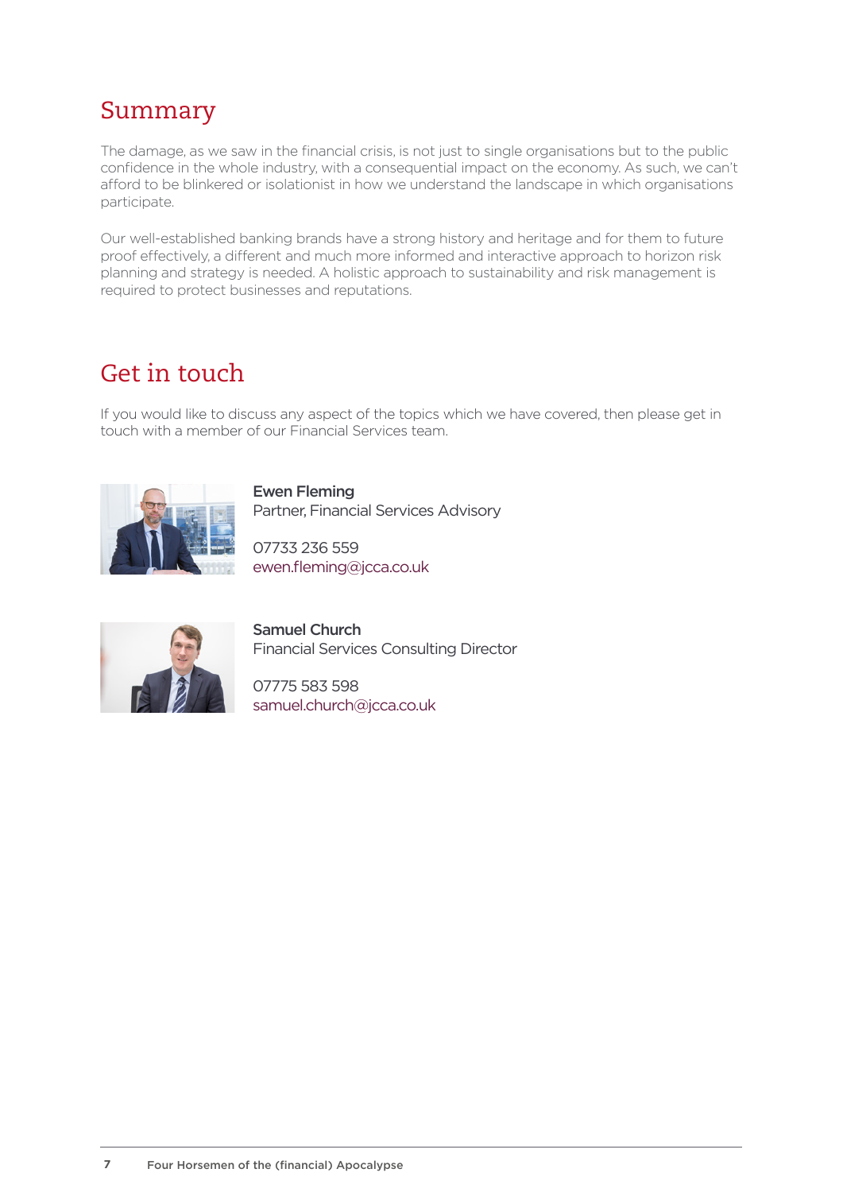## Summary

The damage, as we saw in the financial crisis, is not just to single organisations but to the public confidence in the whole industry, with a consequential impact on the economy. As such, we can't afford to be blinkered or isolationist in how we understand the landscape in which organisations participate.

Our well-established banking brands have a strong history and heritage and for them to future proof effectively, a different and much more informed and interactive approach to horizon risk planning and strategy is needed. A holistic approach to sustainability and risk management is required to protect businesses and reputations.

## Get in touch

If you would like to discuss any aspect of the topics which we have covered, then please get in touch with a member of our Financial Services team.

**Ewen Fleming**
Partner, Financial Services Advisory

07733 236 559
ewen.fleming@jcca.co.uk

**Samuel Church**
Financial Services Consulting Director

07775 583 598
samuel.church@jcca.co.uk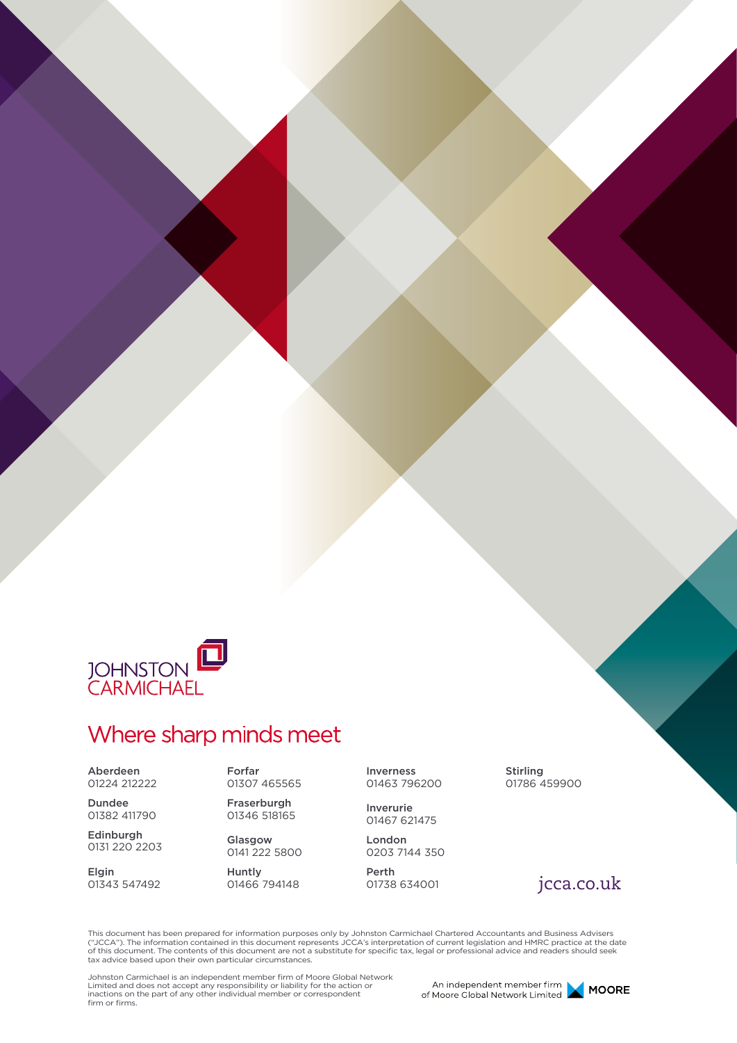JOHNSTON CARMICHAEL

## Where sharp minds meet

**Aberdeen**
01224 212222

**Dundee**
01382 411790

**Edinburgh**
0131 220 2203

**Elgin**
01343 547492

**Forfar**
01307 465565

**Fraserburgh**
01346 518165

**Glasgow**
0141 222 5800

**Huntly**
01466 794148

**Inverness**
01463 796200

**Inverurie**
01467 621475

**London**
0203 7144 350

**Perth**
01738 634001

**Stirling**
01786 459900

jcca.co.uk

This document has been prepared for information purposes only by Johnston Carmichael Chartered Accountants and Business Advisers ("JCCA"). The information contained in this document represents JCCA's interpretation of current legislation and HMRC practice at the date of this document. The contents of this document are not a substitute for specific tax, legal or professional advice and readers should seek tax advice based upon their own particular circumstances.

Johnston Carmichael is an independent member firm of Moore Global Network Limited and does not accept any responsibility or liability for the action or inactions on the part of any other individual member or correspondent firm or firms.

An independent member firm of Moore Global Network Limited MOORE